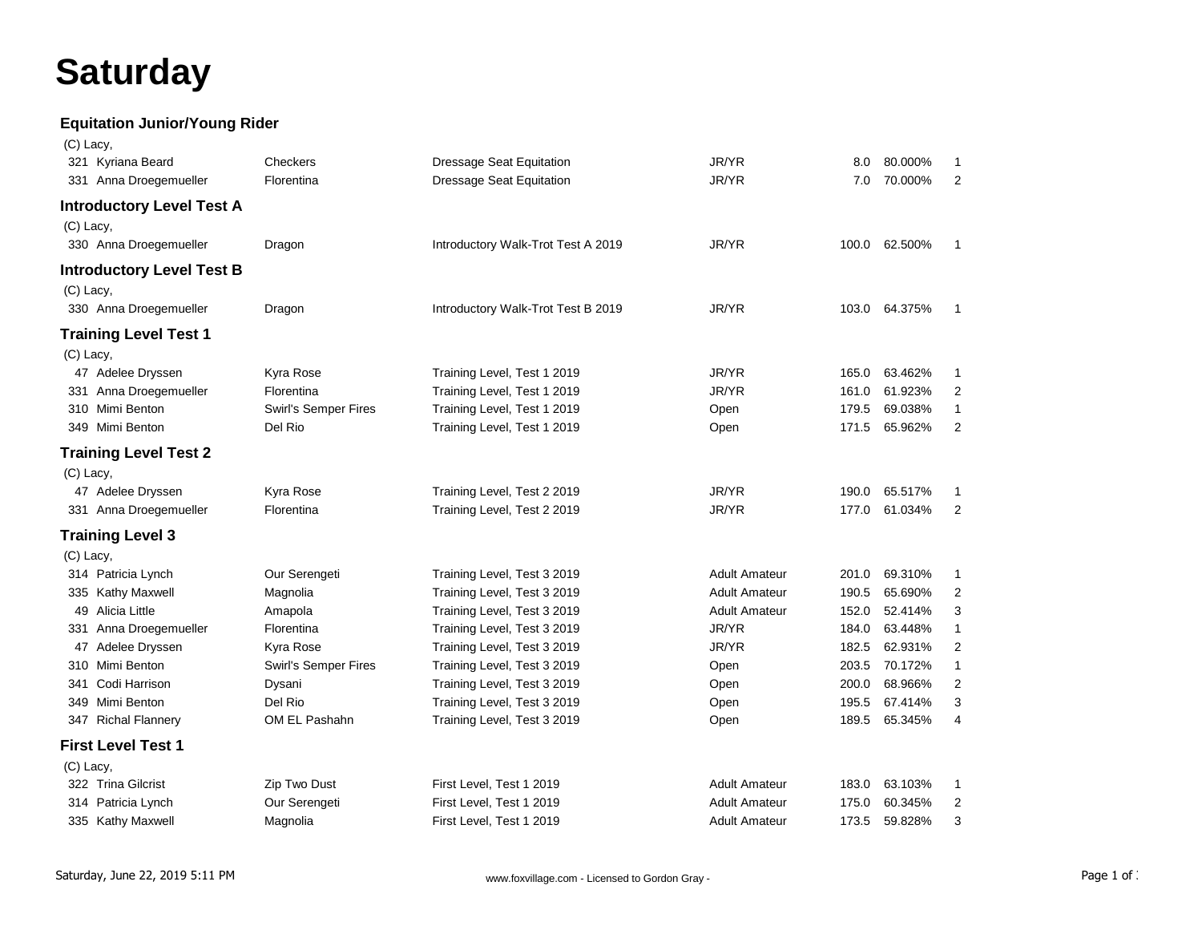# Saturday

## Equitation Junior/Young Rider

(C) Lacy,

| No. | Rider | Horse | Test | Division | Score | Percent | Place |
|---|---|---|---|---|---|---|---|
| 321 | Kyriana Beard | Checkers | Dressage Seat Equitation | JR/YR | 8.0 | 80.000% | 1 |
| 331 | Anna Droegemueller | Florentina | Dressage Seat Equitation | JR/YR | 7.0 | 70.000% | 2 |

## Introductory Level Test A

(C) Lacy,

| No. | Rider | Horse | Test | Division | Score | Percent | Place |
|---|---|---|---|---|---|---|---|
| 330 | Anna Droegemueller | Dragon | Introductory Walk-Trot Test A 2019 | JR/YR | 100.0 | 62.500% | 1 |

## Introductory Level Test B

(C) Lacy,

| No. | Rider | Horse | Test | Division | Score | Percent | Place |
|---|---|---|---|---|---|---|---|
| 330 | Anna Droegemueller | Dragon | Introductory Walk-Trot Test B 2019 | JR/YR | 103.0 | 64.375% | 1 |

## Training Level Test 1

(C) Lacy,

| No. | Rider | Horse | Test | Division | Score | Percent | Place |
|---|---|---|---|---|---|---|---|
| 47 | Adelee Dryssen | Kyra Rose | Training Level, Test 1 2019 | JR/YR | 165.0 | 63.462% | 1 |
| 331 | Anna Droegemueller | Florentina | Training Level, Test 1 2019 | JR/YR | 161.0 | 61.923% | 2 |
| 310 | Mimi Benton | Swirl's Semper Fires | Training Level, Test 1 2019 | Open | 179.5 | 69.038% | 1 |
| 349 | Mimi Benton | Del Rio | Training Level, Test 1 2019 | Open | 171.5 | 65.962% | 2 |

## Training Level Test 2

(C) Lacy,

| No. | Rider | Horse | Test | Division | Score | Percent | Place |
|---|---|---|---|---|---|---|---|
| 47 | Adelee Dryssen | Kyra Rose | Training Level, Test 2 2019 | JR/YR | 190.0 | 65.517% | 1 |
| 331 | Anna Droegemueller | Florentina | Training Level, Test 2 2019 | JR/YR | 177.0 | 61.034% | 2 |

## Training Level 3

(C) Lacy,

| No. | Rider | Horse | Test | Division | Score | Percent | Place |
|---|---|---|---|---|---|---|---|
| 314 | Patricia Lynch | Our Serengeti | Training Level, Test 3 2019 | Adult Amateur | 201.0 | 69.310% | 1 |
| 335 | Kathy Maxwell | Magnolia | Training Level, Test 3 2019 | Adult Amateur | 190.5 | 65.690% | 2 |
| 49 | Alicia Little | Amapola | Training Level, Test 3 2019 | Adult Amateur | 152.0 | 52.414% | 3 |
| 331 | Anna Droegemueller | Florentina | Training Level, Test 3 2019 | JR/YR | 184.0 | 63.448% | 1 |
| 47 | Adelee Dryssen | Kyra Rose | Training Level, Test 3 2019 | JR/YR | 182.5 | 62.931% | 2 |
| 310 | Mimi Benton | Swirl's Semper Fires | Training Level, Test 3 2019 | Open | 203.5 | 70.172% | 1 |
| 341 | Codi Harrison | Dysani | Training Level, Test 3 2019 | Open | 200.0 | 68.966% | 2 |
| 349 | Mimi Benton | Del Rio | Training Level, Test 3 2019 | Open | 195.5 | 67.414% | 3 |
| 347 | Richal Flannery | OM EL Pashahn | Training Level, Test 3 2019 | Open | 189.5 | 65.345% | 4 |

## First Level Test 1

(C) Lacy,

| No. | Rider | Horse | Test | Division | Score | Percent | Place |
|---|---|---|---|---|---|---|---|
| 322 | Trina Gilcrist | Zip Two Dust | First Level, Test 1 2019 | Adult Amateur | 183.0 | 63.103% | 1 |
| 314 | Patricia Lynch | Our Serengeti | First Level, Test 1 2019 | Adult Amateur | 175.0 | 60.345% | 2 |
| 335 | Kathy Maxwell | Magnolia | First Level, Test 1 2019 | Adult Amateur | 173.5 | 59.828% | 3 |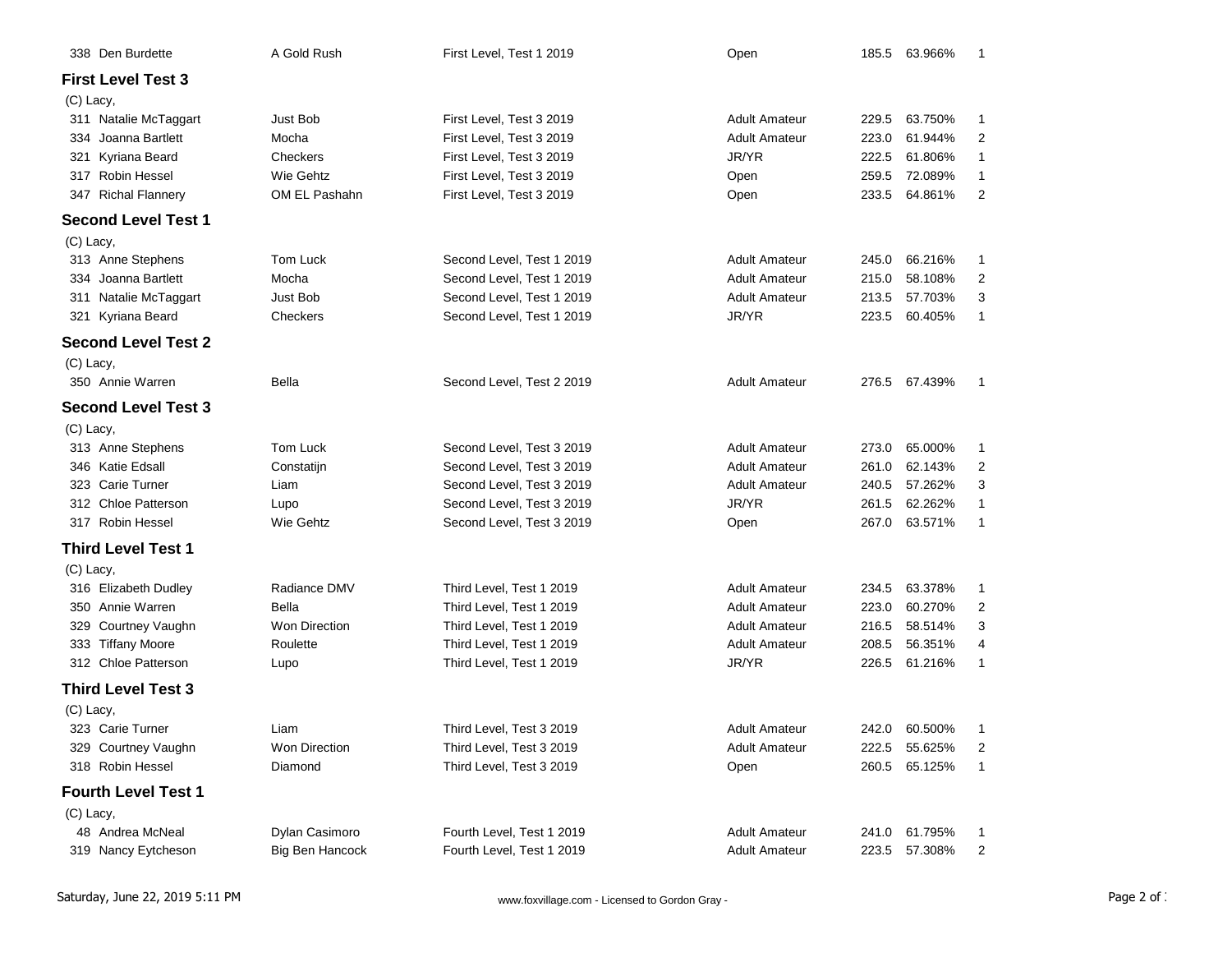| 338 | Den Burdette | A Gold Rush | First Level, Test 1 2019 | Open | 185.5 | 63.966% | 1 |
|---|---|---|---|---|---|---|---|

### First Level Test 3

(C) Lacy,

| | | | | | | | |
|---|---|---|---|---|---|---|---|
| 311 | Natalie McTaggart | Just Bob | First Level, Test 3 2019 | Adult Amateur | 229.5 | 63.750% | 1 |
| 334 | Joanna Bartlett | Mocha | First Level, Test 3 2019 | Adult Amateur | 223.0 | 61.944% | 2 |
| 321 | Kyriana Beard | Checkers | First Level, Test 3 2019 | JR/YR | 222.5 | 61.806% | 1 |
| 317 | Robin Hessel | Wie Gehtz | First Level, Test 3 2019 | Open | 259.5 | 72.089% | 1 |
| 347 | Richal Flannery | OM EL Pashahn | First Level, Test 3 2019 | Open | 233.5 | 64.861% | 2 |

### Second Level Test 1

(C) Lacy,

| | | | | | | | |
|---|---|---|---|---|---|---|---|
| 313 | Anne Stephens | Tom Luck | Second Level, Test 1 2019 | Adult Amateur | 245.0 | 66.216% | 1 |
| 334 | Joanna Bartlett | Mocha | Second Level, Test 1 2019 | Adult Amateur | 215.0 | 58.108% | 2 |
| 311 | Natalie McTaggart | Just Bob | Second Level, Test 1 2019 | Adult Amateur | 213.5 | 57.703% | 3 |
| 321 | Kyriana Beard | Checkers | Second Level, Test 1 2019 | JR/YR | 223.5 | 60.405% | 1 |

### Second Level Test 2

(C) Lacy,

| | | | | | | | |
|---|---|---|---|---|---|---|---|
| 350 | Annie Warren | Bella | Second Level, Test 2 2019 | Adult Amateur | 276.5 | 67.439% | 1 |

### Second Level Test 3

(C) Lacy,

| | | | | | | | |
|---|---|---|---|---|---|---|---|
| 313 | Anne Stephens | Tom Luck | Second Level, Test 3 2019 | Adult Amateur | 273.0 | 65.000% | 1 |
| 346 | Katie Edsall | Constatijn | Second Level, Test 3 2019 | Adult Amateur | 261.0 | 62.143% | 2 |
| 323 | Carie Turner | Liam | Second Level, Test 3 2019 | Adult Amateur | 240.5 | 57.262% | 3 |
| 312 | Chloe Patterson | Lupo | Second Level, Test 3 2019 | JR/YR | 261.5 | 62.262% | 1 |
| 317 | Robin Hessel | Wie Gehtz | Second Level, Test 3 2019 | Open | 267.0 | 63.571% | 1 |

### Third Level Test 1

(C) Lacy,

| | | | | | | | |
|---|---|---|---|---|---|---|---|
| 316 | Elizabeth Dudley | Radiance DMV | Third Level, Test 1 2019 | Adult Amateur | 234.5 | 63.378% | 1 |
| 350 | Annie Warren | Bella | Third Level, Test 1 2019 | Adult Amateur | 223.0 | 60.270% | 2 |
| 329 | Courtney Vaughn | Won Direction | Third Level, Test 1 2019 | Adult Amateur | 216.5 | 58.514% | 3 |
| 333 | Tiffany Moore | Roulette | Third Level, Test 1 2019 | Adult Amateur | 208.5 | 56.351% | 4 |
| 312 | Chloe Patterson | Lupo | Third Level, Test 1 2019 | JR/YR | 226.5 | 61.216% | 1 |

### Third Level Test 3

(C) Lacy,

| | | | | | | | |
|---|---|---|---|---|---|---|---|
| 323 | Carie Turner | Liam | Third Level, Test 3 2019 | Adult Amateur | 242.0 | 60.500% | 1 |
| 329 | Courtney Vaughn | Won Direction | Third Level, Test 3 2019 | Adult Amateur | 222.5 | 55.625% | 2 |
| 318 | Robin Hessel | Diamond | Third Level, Test 3 2019 | Open | 260.5 | 65.125% | 1 |

### Fourth Level Test 1

(C) Lacy,

| | | | | | | | |
|---|---|---|---|---|---|---|---|
| 48 | Andrea McNeal | Dylan Casimoro | Fourth Level, Test 1 2019 | Adult Amateur | 241.0 | 61.795% | 1 |
| 319 | Nancy Eytcheson | Big Ben Hancock | Fourth Level, Test 1 2019 | Adult Amateur | 223.5 | 57.308% | 2 |

Saturday, June 22, 2019 5:11 PM www.foxvillage.com - Licensed to Gordon Gray -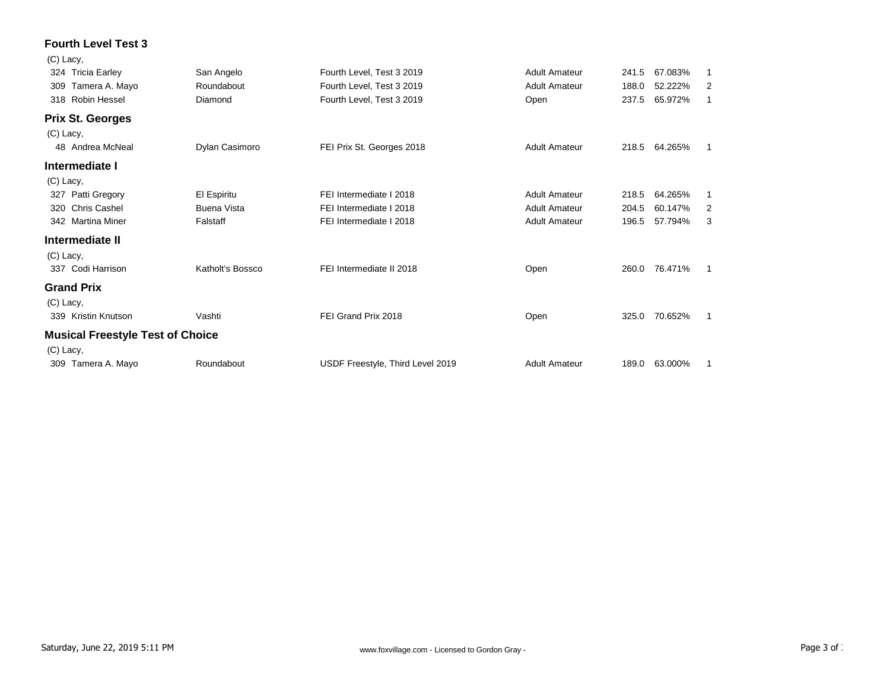## Fourth Level Test 3

(C) Lacy,

| | | | | | | |
|---|---|---|---|---|---|---|
| 324 Tricia Earley | San Angelo | Fourth Level, Test 3 2019 | Adult Amateur | 241.5 | 67.083% | 1 |
| 309 Tamera A. Mayo | Roundabout | Fourth Level, Test 3 2019 | Adult Amateur | 188.0 | 52.222% | 2 |
| 318 Robin Hessel | Diamond | Fourth Level, Test 3 2019 | Open | 237.5 | 65.972% | 1 |

## Prix St. Georges

(C) Lacy,

| | | | | | | |
|---|---|---|---|---|---|---|
| 48 Andrea McNeal | Dylan Casimoro | FEI Prix St. Georges 2018 | Adult Amateur | 218.5 | 64.265% | 1 |

## Intermediate I

(C) Lacy,

| | | | | | | |
|---|---|---|---|---|---|---|
| 327 Patti Gregory | El Espiritu | FEI Intermediate I 2018 | Adult Amateur | 218.5 | 64.265% | 1 |
| 320 Chris Cashel | Buena Vista | FEI Intermediate I 2018 | Adult Amateur | 204.5 | 60.147% | 2 |
| 342 Martina Miner | Falstaff | FEI Intermediate I 2018 | Adult Amateur | 196.5 | 57.794% | 3 |

## Intermediate II

(C) Lacy,

| | | | | | | |
|---|---|---|---|---|---|---|
| 337 Codi Harrison | Katholt's Bossco | FEI Intermediate II 2018 | Open | 260.0 | 76.471% | 1 |

## Grand Prix

(C) Lacy,

| | | | | | | |
|---|---|---|---|---|---|---|
| 339 Kristin Knutson | Vashti | FEI Grand Prix 2018 | Open | 325.0 | 70.652% | 1 |

## Musical Freestyle Test of Choice

(C) Lacy,

| | | | | | | |
|---|---|---|---|---|---|---|
| 309 Tamera A. Mayo | Roundabout | USDF Freestyle, Third Level 2019 | Adult Amateur | 189.0 | 63.000% | 1 |

Saturday, June 22, 2019 5:11 PM

www.foxvillage.com - Licensed to Gordon Gray -